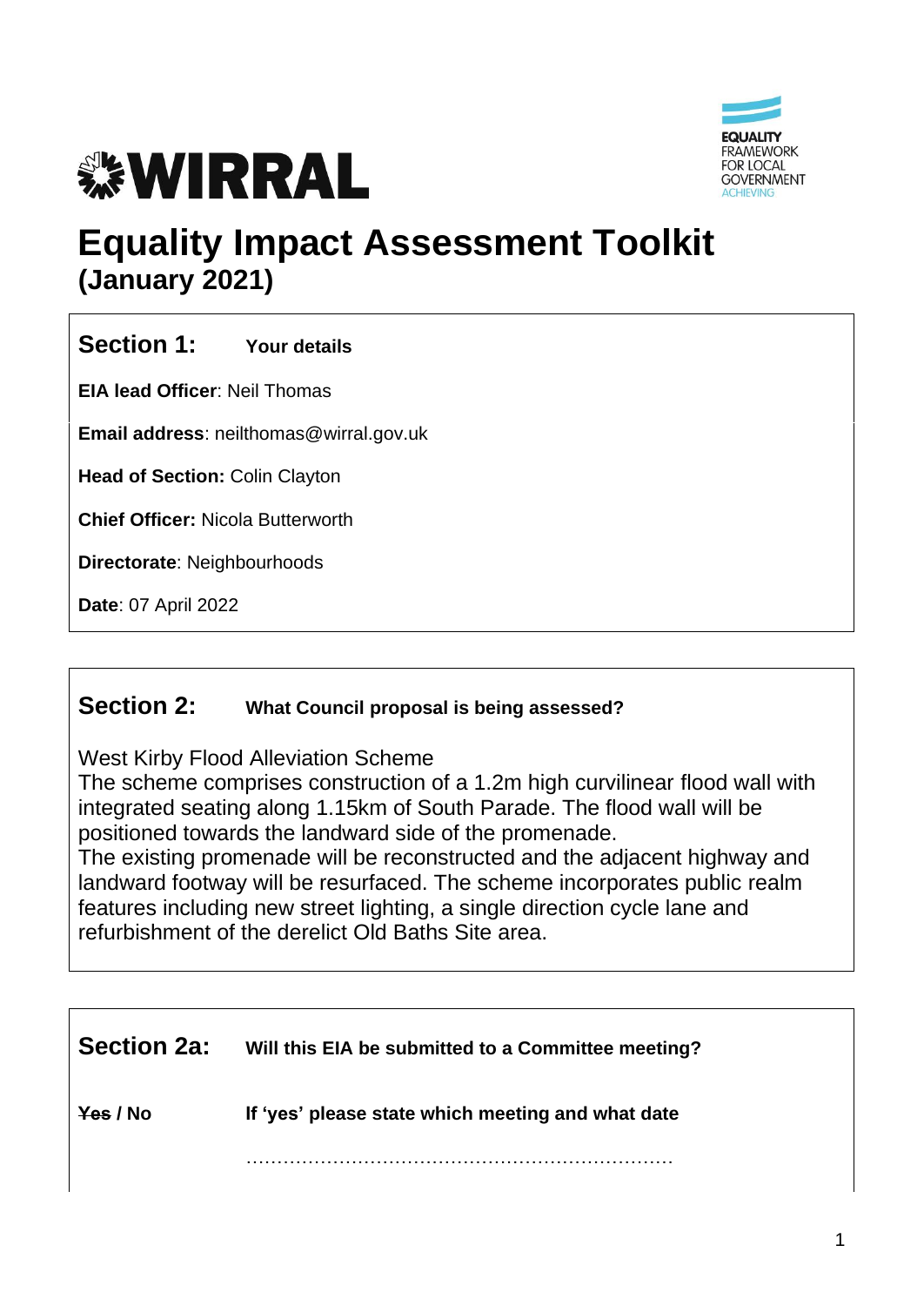WIRRAL

EQUALITY FRAMEWORK FOR LOCAL GOVERNMENT ACHIEVING

# Equality Impact Assessment Toolkit
## (January 2021)

## Section 1: Your details

**EIA lead Officer**: Neil Thomas

**Email address**: neilthomas@wirral.gov.uk

**Head of Section:** Colin Clayton

**Chief Officer:** Nicola Butterworth

**Directorate**: Neighbourhoods

**Date**: 07 April 2022

## Section 2: What Council proposal is being assessed?

West Kirby Flood Alleviation Scheme
The scheme comprises construction of a 1.2m high curvilinear flood wall with integrated seating along 1.15km of South Parade. The flood wall will be positioned towards the landward side of the promenade.
The existing promenade will be reconstructed and the adjacent highway and landward footway will be resurfaced. The scheme incorporates public realm features including new street lighting, a single direction cycle lane and refurbishment of the derelict Old Baths Site area.

## Section 2a: Will this EIA be submitted to a Committee meeting?

**~~Yes~~ / No** **If 'yes' please state which meeting and what date**

……………………………………………………………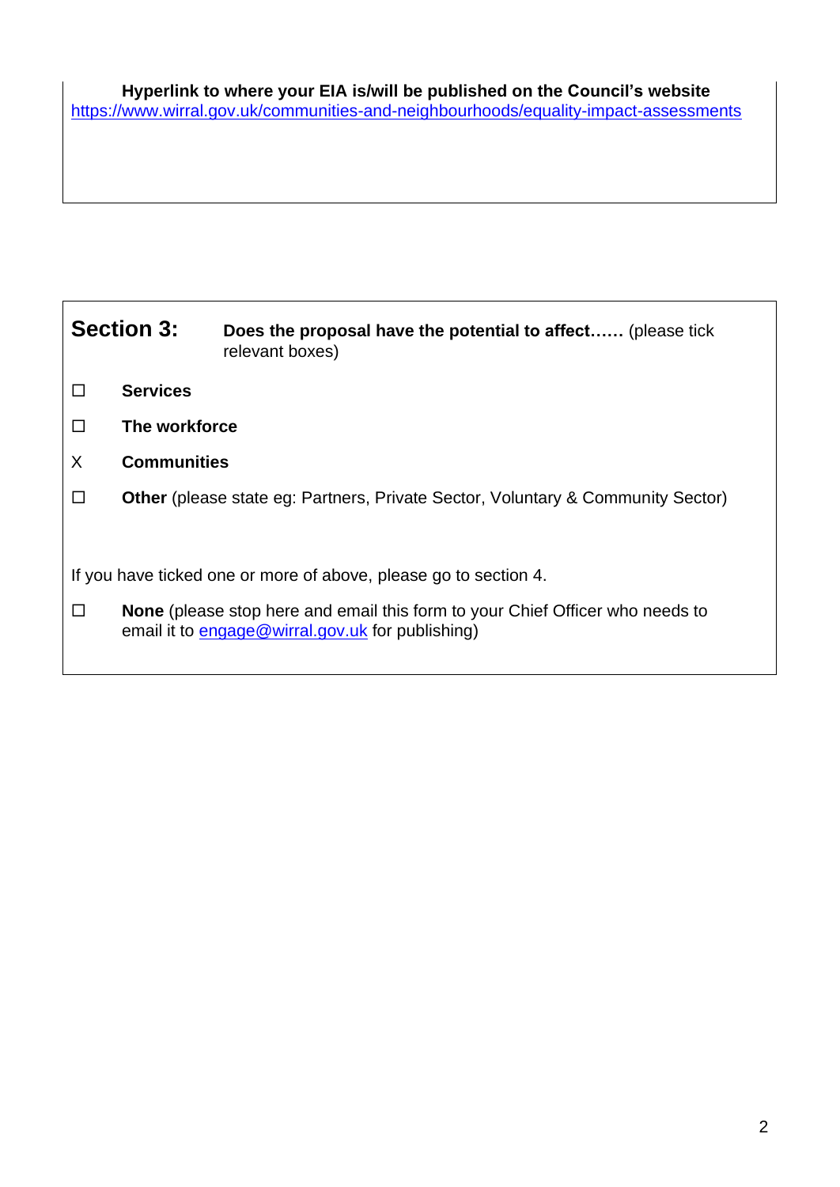**Hyperlink to where your EIA is/will be published on the Council's website**
https://www.wirral.gov.uk/communities-and-neighbourhoods/equality-impact-assessments

## Section 3: Does the proposal have the potential to affect…… (please tick relevant boxes)

☐ **Services**

☐ **The workforce**

X **Communities**

☐ **Other** (please state eg: Partners, Private Sector, Voluntary & Community Sector)

If you have ticked one or more of above, please go to section 4.

☐ **None** (please stop here and email this form to your Chief Officer who needs to email it to engage@wirral.gov.uk for publishing)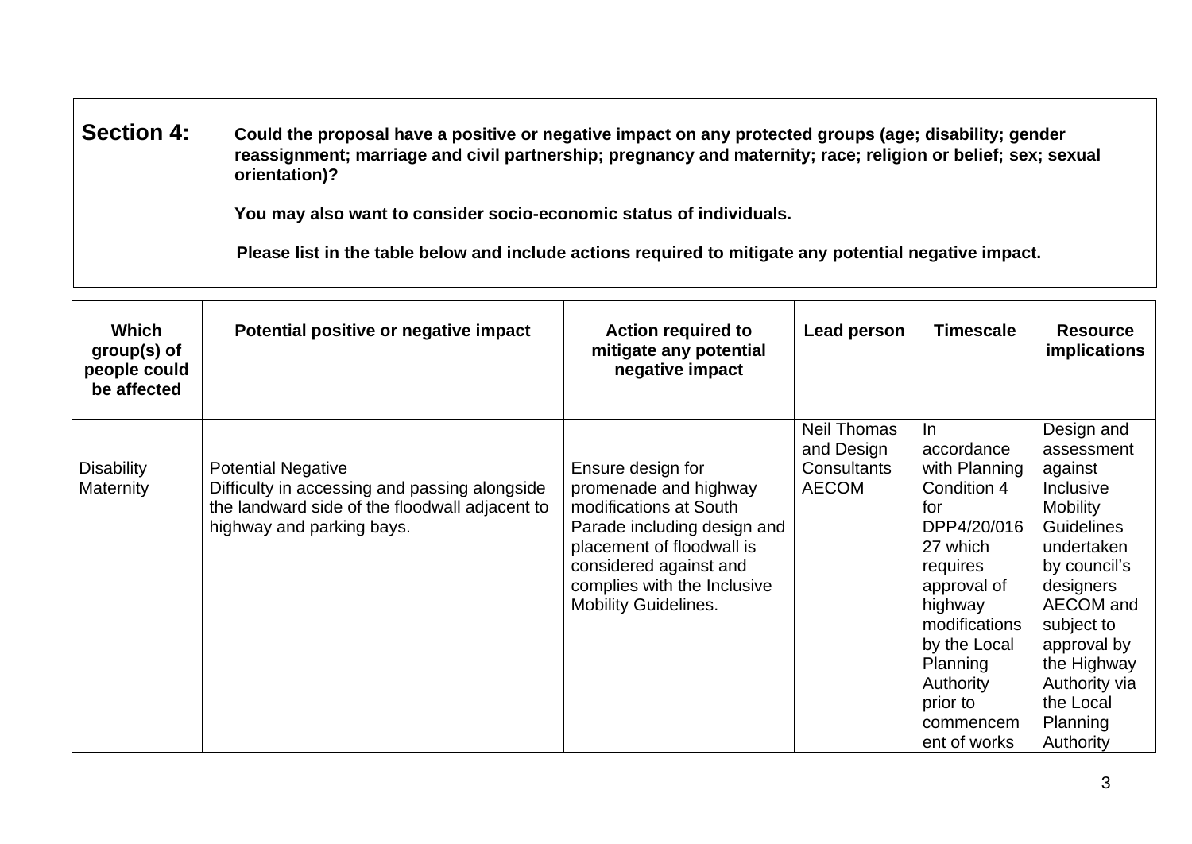**Section 4:** **Could the proposal have a positive or negative impact on any protected groups (age; disability; gender reassignment; marriage and civil partnership; pregnancy and maternity; race; religion or belief; sex; sexual orientation)?**

**You may also want to consider socio-economic status of individuals.**

**Please list in the table below and include actions required to mitigate any potential negative impact.**

| Which group(s) of people could be affected | Potential positive or negative impact | Action required to mitigate any potential negative impact | Lead person | Timescale | Resource implications |
|---|---|---|---|---|---|
| Disability Maternity | Potential Negative Difficulty in accessing and passing alongside the landward side of the floodwall adjacent to highway and parking bays. | Ensure design for promenade and highway modifications at South Parade including design and placement of floodwall is considered against and complies with the Inclusive Mobility Guidelines. | Neil Thomas and Design Consultants AECOM | In accordance with Planning Condition 4 for DPP4/20/01627 which requires approval of highway modifications by the Local Planning Authority prior to commencement of works | Design and assessment against Inclusive Mobility Guidelines undertaken by council's designers AECOM and subject to approval by the Highway Authority via the Local Planning Authority |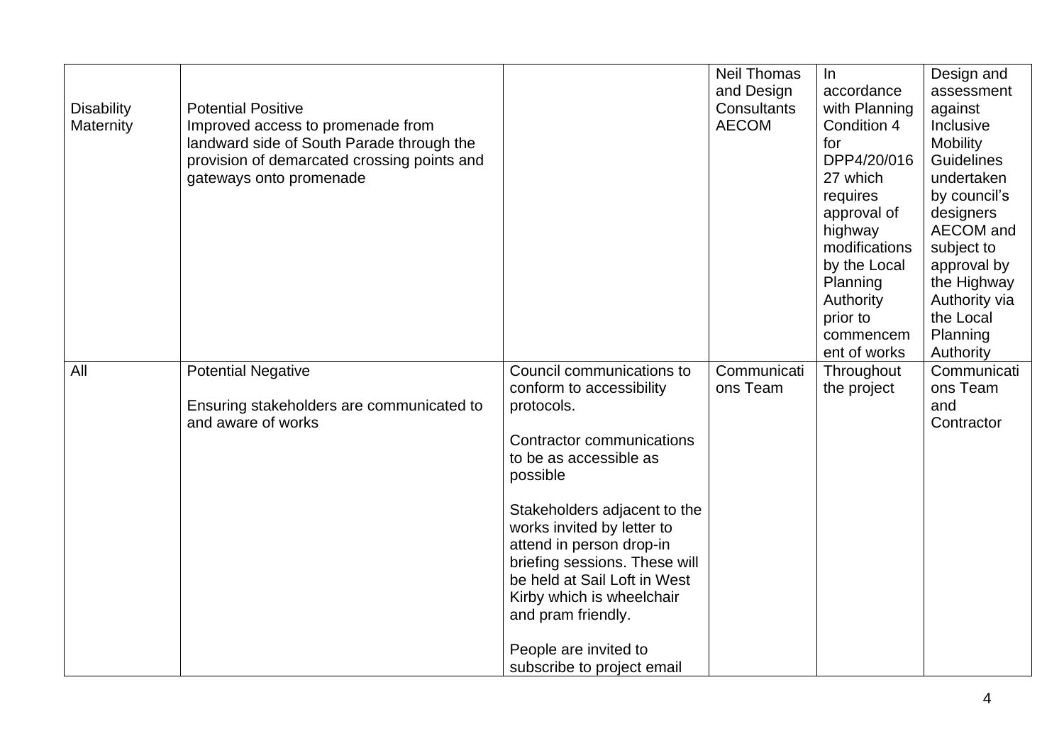| | | | | | |
|---|---|---|---|---|---|
| Disability Maternity | Potential Positive<br>Improved access to promenade from landward side of South Parade through the provision of demarcated crossing points and gateways onto promenade | | Neil Thomas and Design Consultants AECOM | In accordance with Planning Condition 4 for DPP4/20/01627 which requires approval of highway modifications by the Local Planning Authority prior to commencement of works | Design and assessment against Inclusive Mobility Guidelines undertaken by council's designers AECOM and subject to approval by the Highway Authority via the Local Planning Authority |
| All | Potential Negative<br><br>Ensuring stakeholders are communicated to and aware of works | Council communications to conform to accessibility protocols.<br><br>Contractor communications to be as accessible as possible<br><br>Stakeholders adjacent to the works invited by letter to attend in person drop-in briefing sessions. These will be held at Sail Loft in West Kirby which is wheelchair and pram friendly.<br><br>People are invited to subscribe to project email | Communications Team | Throughout the project | Communications Team and Contractor |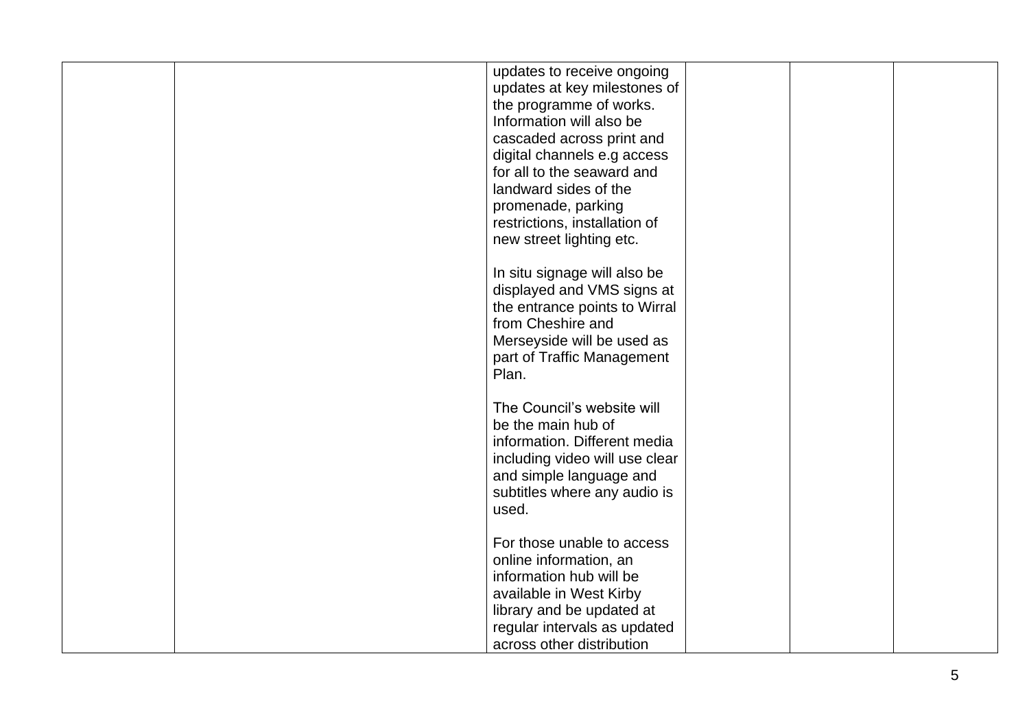| | | | | | |
|---|---|---|---|---|---|
| | | updates to receive ongoing updates at key milestones of the programme of works. Information will also be cascaded across print and digital channels e.g access for all to the seaward and landward sides of the promenade, parking restrictions, installation of new street lighting etc.<br><br>In situ signage will also be displayed and VMS signs at the entrance points to Wirral from Cheshire and Merseyside will be used as part of Traffic Management Plan.<br><br>The Council's website will be the main hub of information. Different media including video will use clear and simple language and subtitles where any audio is used.<br><br>For those unable to access online information, an information hub will be available in West Kirby library and be updated at regular intervals as updated across other distribution | | | |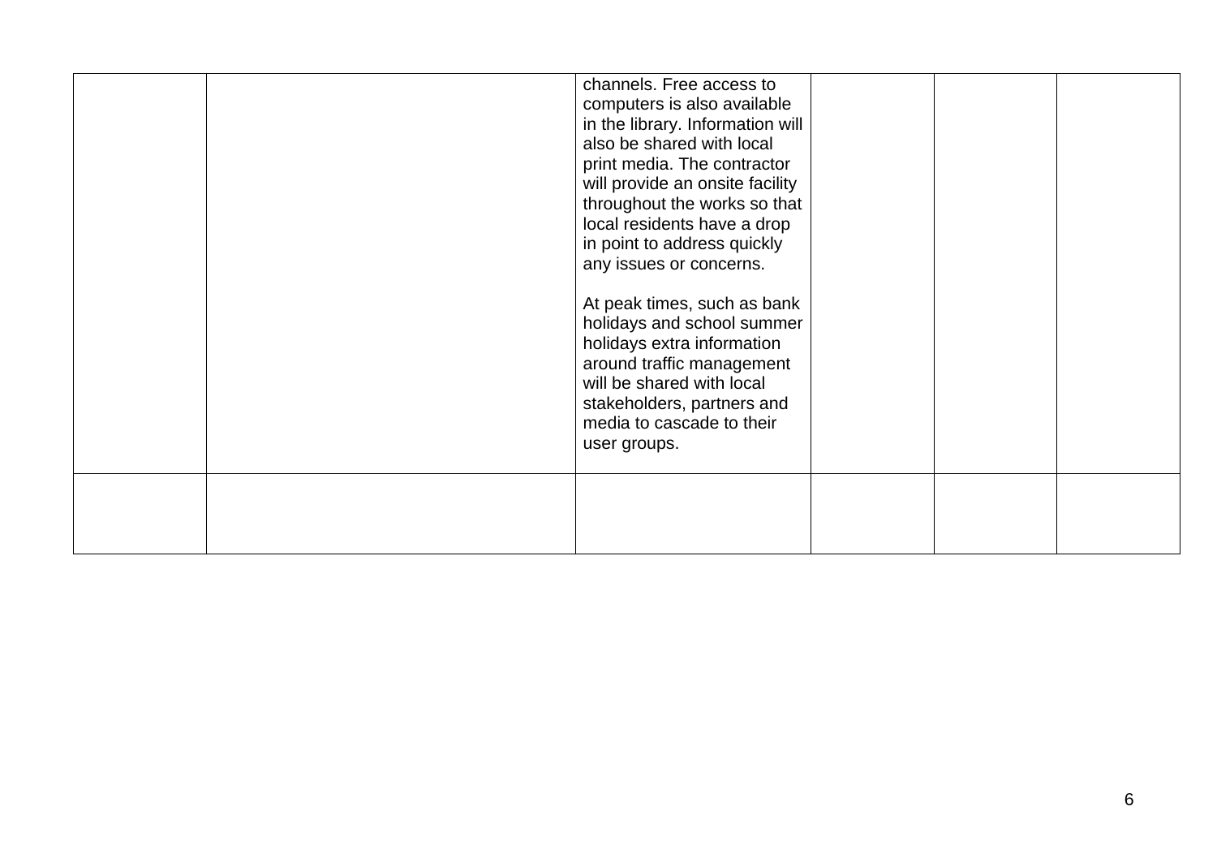|  |  |  |  |  |  |
|---|---|---|---|---|---|
|  |  | channels. Free access to computers is also available in the library. Information will also be shared with local print media. The contractor will provide an onsite facility throughout the works so that local residents have a drop in point to address quickly any issues or concerns.<br><br>At peak times, such as bank holidays and school summer holidays extra information around traffic management will be shared with local stakeholders, partners and media to cascade to their user groups. |  |  |  |
|  |  |  |  |  |  |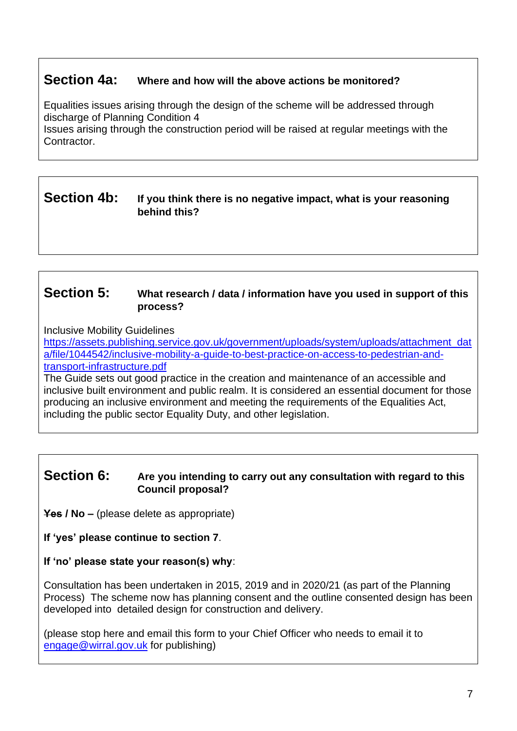## Section 4a: Where and how will the above actions be monitored?

Equalities issues arising through the design of the scheme will be addressed through discharge of Planning Condition 4
Issues arising through the construction period will be raised at regular meetings with the Contractor.

## Section 4b: If you think there is no negative impact, what is your reasoning behind this?

## Section 5: What research / data / information have you used in support of this process?

Inclusive Mobility Guidelines
https://assets.publishing.service.gov.uk/government/uploads/system/uploads/attachment_data/file/1044542/inclusive-mobility-a-guide-to-best-practice-on-access-to-pedestrian-and-transport-infrastructure.pdf
The Guide sets out good practice in the creation and maintenance of an accessible and inclusive built environment and public realm. It is considered an essential document for those producing an inclusive environment and meeting the requirements of the Equalities Act, including the public sector Equality Duty, and other legislation.

## Section 6: Are you intending to carry out any consultation with regard to this Council proposal?

**~~Yes~~ / No –** (please delete as appropriate)

**If 'yes' please continue to section 7**.

**If 'no' please state your reason(s) why**:

Consultation has been undertaken in 2015, 2019 and in 2020/21 (as part of the Planning Process) The scheme now has planning consent and the outline consented design has been developed into detailed design for construction and delivery.

(please stop here and email this form to your Chief Officer who needs to email it to engage@wirral.gov.uk for publishing)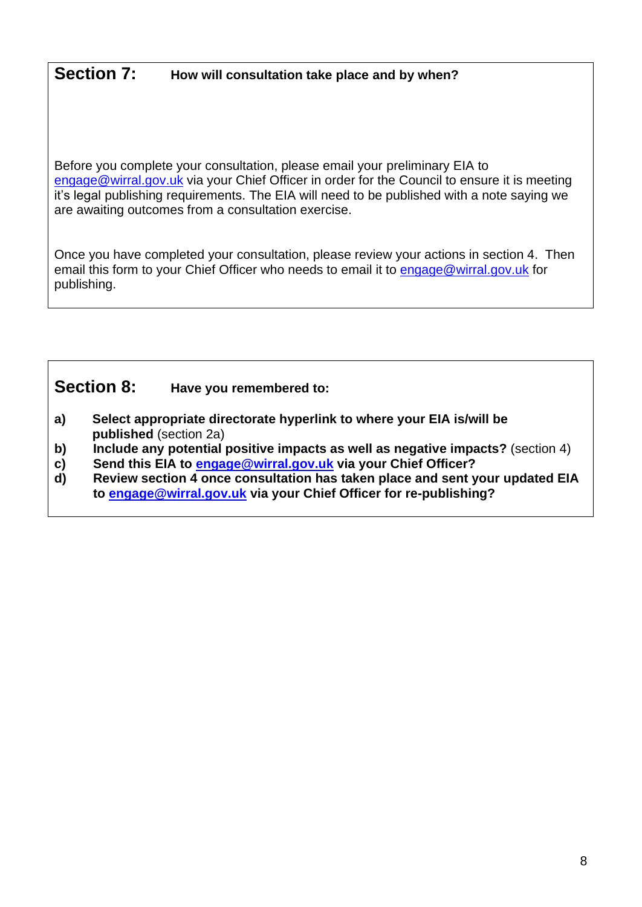## Section 7: How will consultation take place and by when?

Before you complete your consultation, please email your preliminary EIA to engage@wirral.gov.uk via your Chief Officer in order for the Council to ensure it is meeting it's legal publishing requirements. The EIA will need to be published with a note saying we are awaiting outcomes from a consultation exercise.

Once you have completed your consultation, please review your actions in section 4. Then email this form to your Chief Officer who needs to email it to engage@wirral.gov.uk for publishing.

## Section 8: Have you remembered to:

a) **Select appropriate directorate hyperlink to where your EIA is/will be published** (section 2a)

b) **Include any potential positive impacts as well as negative impacts?** (section 4)

c) **Send this EIA to engage@wirral.gov.uk via your Chief Officer?**

d) **Review section 4 once consultation has taken place and sent your updated EIA to engage@wirral.gov.uk via your Chief Officer for re-publishing?**